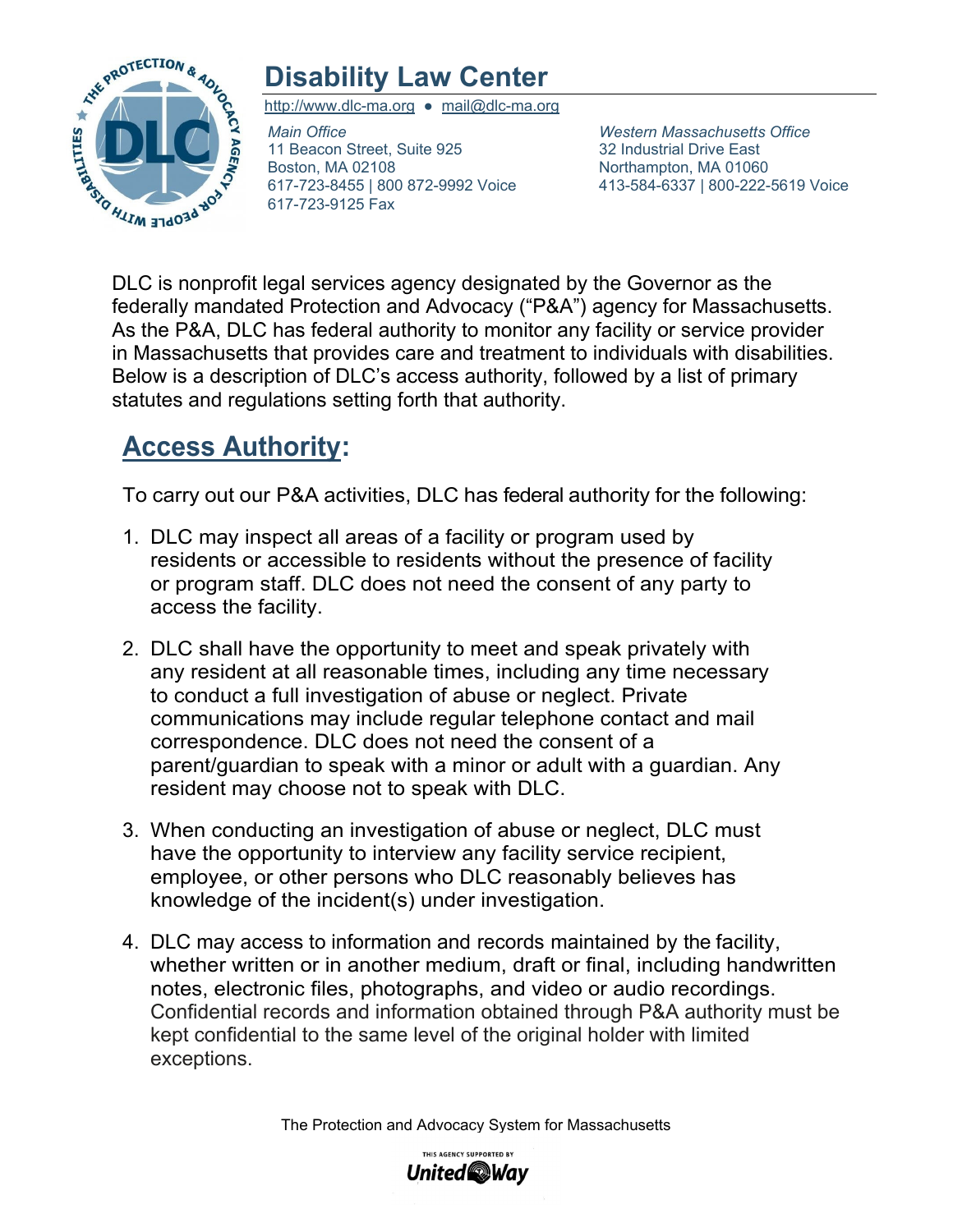# Disability Law Center

http://www.dlc-ma.org ● mail@dlc-ma.org

*Main Office*
11 Beacon Street, Suite 925
Boston, MA 02108
617-723-8455 | 800 872-9992 Voice
617-723-9125 Fax

*Western Massachusetts Office*
32 Industrial Drive East
Northampton, MA 01060
413-584-6337 | 800-222-5619 Voice

DLC is nonprofit legal services agency designated by the Governor as the federally mandated Protection and Advocacy ("P&A") agency for Massachusetts. As the P&A, DLC has federal authority to monitor any facility or service provider in Massachusetts that provides care and treatment to individuals with disabilities. Below is a description of DLC's access authority, followed by a list of primary statutes and regulations setting forth that authority.

## Access Authority:

To carry out our P&A activities, DLC has federal authority for the following:

1. DLC may inspect all areas of a facility or program used by residents or accessible to residents without the presence of facility or program staff. DLC does not need the consent of any party to access the facility.

2. DLC shall have the opportunity to meet and speak privately with any resident at all reasonable times, including any time necessary to conduct a full investigation of abuse or neglect. Private communications may include regular telephone contact and mail correspondence. DLC does not need the consent of a parent/guardian to speak with a minor or adult with a guardian. Any resident may choose not to speak with DLC.

3. When conducting an investigation of abuse or neglect, DLC must have the opportunity to interview any facility service recipient, employee, or other persons who DLC reasonably believes has knowledge of the incident(s) under investigation.

4. DLC may access to information and records maintained by the facility, whether written or in another medium, draft or final, including handwritten notes, electronic files, photographs, and video or audio recordings. Confidential records and information obtained through P&A authority must be kept confidential to the same level of the original holder with limited exceptions.

The Protection and Advocacy System for Massachusetts

THIS AGENCY SUPPORTED BY United Way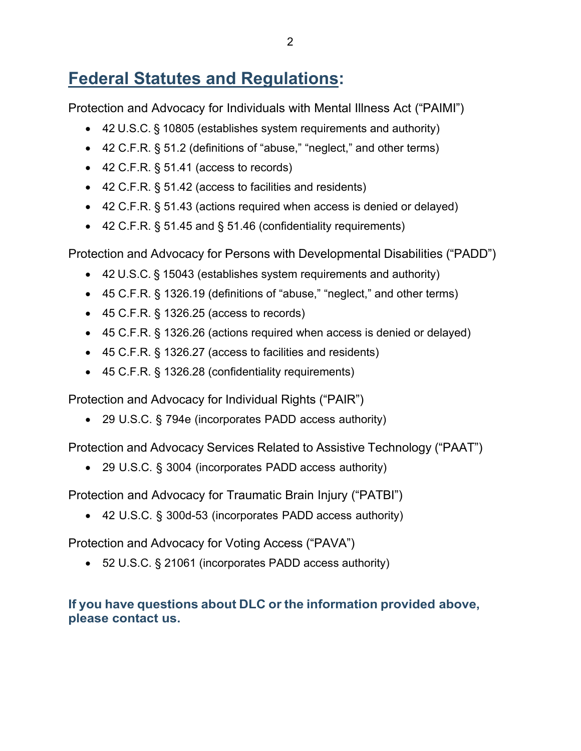## **Federal Statutes and Regulations:**

Protection and Advocacy for Individuals with Mental Illness Act ("PAIMI")

- 42 U.S.C. § 10805 (establishes system requirements and authority)
- 42 C.F.R. § 51.2 (definitions of "abuse," "neglect," and other terms)
- 42 C.F.R. § 51.41 (access to records)
- 42 C.F.R. § 51.42 (access to facilities and residents)
- 42 C.F.R. § 51.43 (actions required when access is denied or delayed)
- 42 C.F.R. § 51.45 and § 51.46 (confidentiality requirements)

Protection and Advocacy for Persons with Developmental Disabilities ("PADD")

- 42 U.S.C. § 15043 (establishes system requirements and authority)
- 45 C.F.R. § 1326.19 (definitions of "abuse," "neglect," and other terms)
- 45 C.F.R. § 1326.25 (access to records)
- 45 C.F.R. § 1326.26 (actions required when access is denied or delayed)
- 45 C.F.R. § 1326.27 (access to facilities and residents)
- 45 C.F.R. § 1326.28 (confidentiality requirements)

Protection and Advocacy for Individual Rights ("PAIR")

- 29 U.S.C. § 794e (incorporates PADD access authority)

Protection and Advocacy Services Related to Assistive Technology ("PAAT")

- 29 U.S.C. § 3004 (incorporates PADD access authority)

Protection and Advocacy for Traumatic Brain Injury ("PATBI")

- 42 U.S.C. § 300d-53 (incorporates PADD access authority)

Protection and Advocacy for Voting Access ("PAVA")

- 52 U.S.C. § 21061 (incorporates PADD access authority)

**If you have questions about DLC or the information provided above, please contact us.**